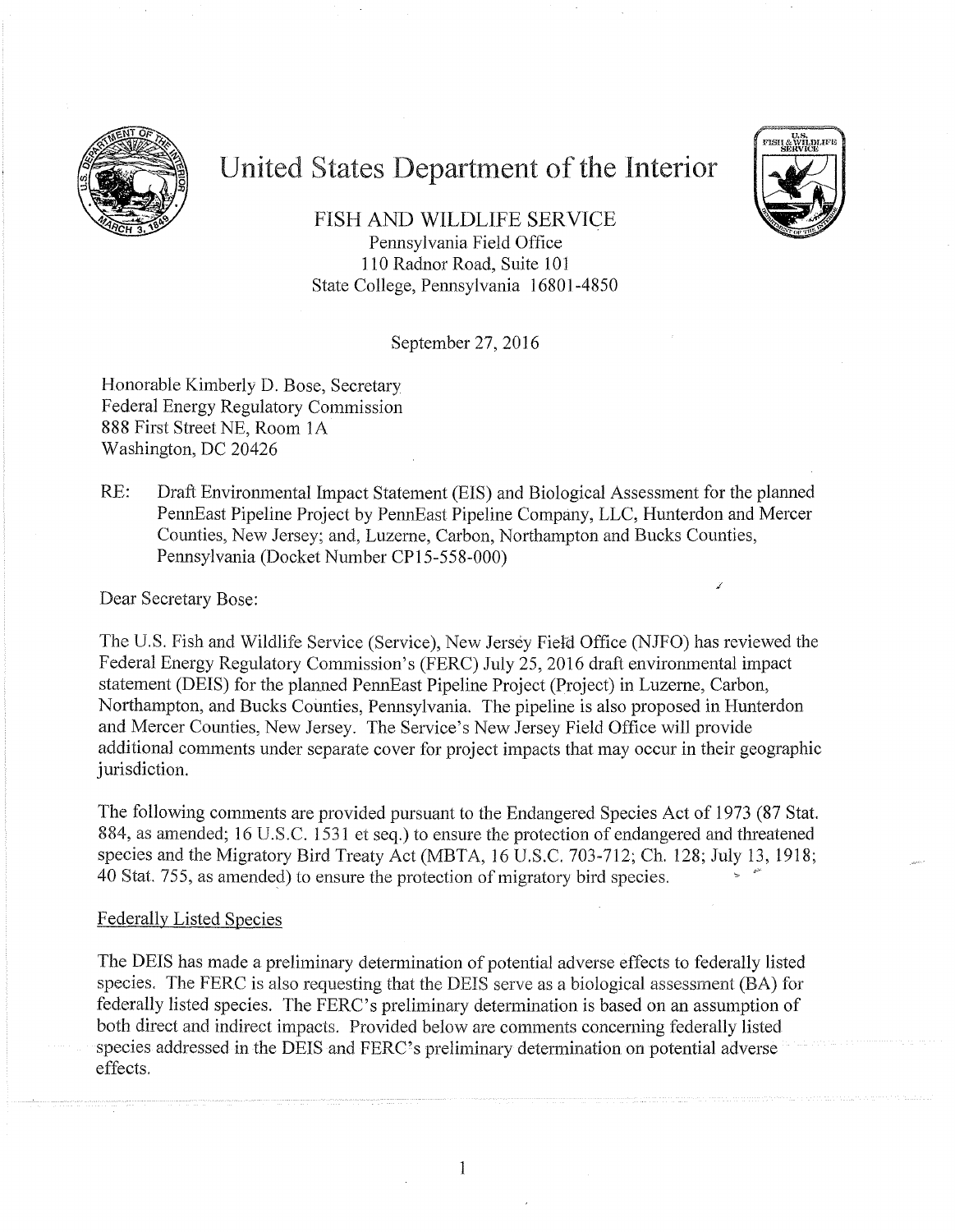# United States Department of the Interior

FISH AND WILDLIFE SERVICE
Pennsylvania Field Office
110 Radnor Road, Suite 101
State College, Pennsylvania 16801-4850

September 27, 2016

Honorable Kimberly D. Bose, Secretary
Federal Energy Regulatory Commission
888 First Street NE, Room 1A
Washington, DC 20426

RE: Draft Environmental Impact Statement (EIS) and Biological Assessment for the planned PennEast Pipeline Project by PennEast Pipeline Company, LLC, Hunterdon and Mercer Counties, New Jersey; and, Luzerne, Carbon, Northampton and Bucks Counties, Pennsylvania (Docket Number CP15-558-000)

Dear Secretary Bose:

The U.S. Fish and Wildlife Service (Service), New Jersey Field Office (NJFO) has reviewed the Federal Energy Regulatory Commission's (FERC) July 25, 2016 draft environmental impact statement (DEIS) for the planned PennEast Pipeline Project (Project) in Luzerne, Carbon, Northampton, and Bucks Counties, Pennsylvania. The pipeline is also proposed in Hunterdon and Mercer Counties, New Jersey. The Service's New Jersey Field Office will provide additional comments under separate cover for project impacts that may occur in their geographic jurisdiction.

The following comments are provided pursuant to the Endangered Species Act of 1973 (87 Stat. 884, as amended; 16 U.S.C. 1531 et seq.) to ensure the protection of endangered and threatened species and the Migratory Bird Treaty Act (MBTA, 16 U.S.C. 703-712; Ch. 128; July 13, 1918; 40 Stat. 755, as amended) to ensure the protection of migratory bird species.

## Federally Listed Species

The DEIS has made a preliminary determination of potential adverse effects to federally listed species. The FERC is also requesting that the DEIS serve as a biological assessment (BA) for federally listed species. The FERC's preliminary determination is based on an assumption of both direct and indirect impacts. Provided below are comments concerning federally listed species addressed in the DEIS and FERC's preliminary determination on potential adverse effects.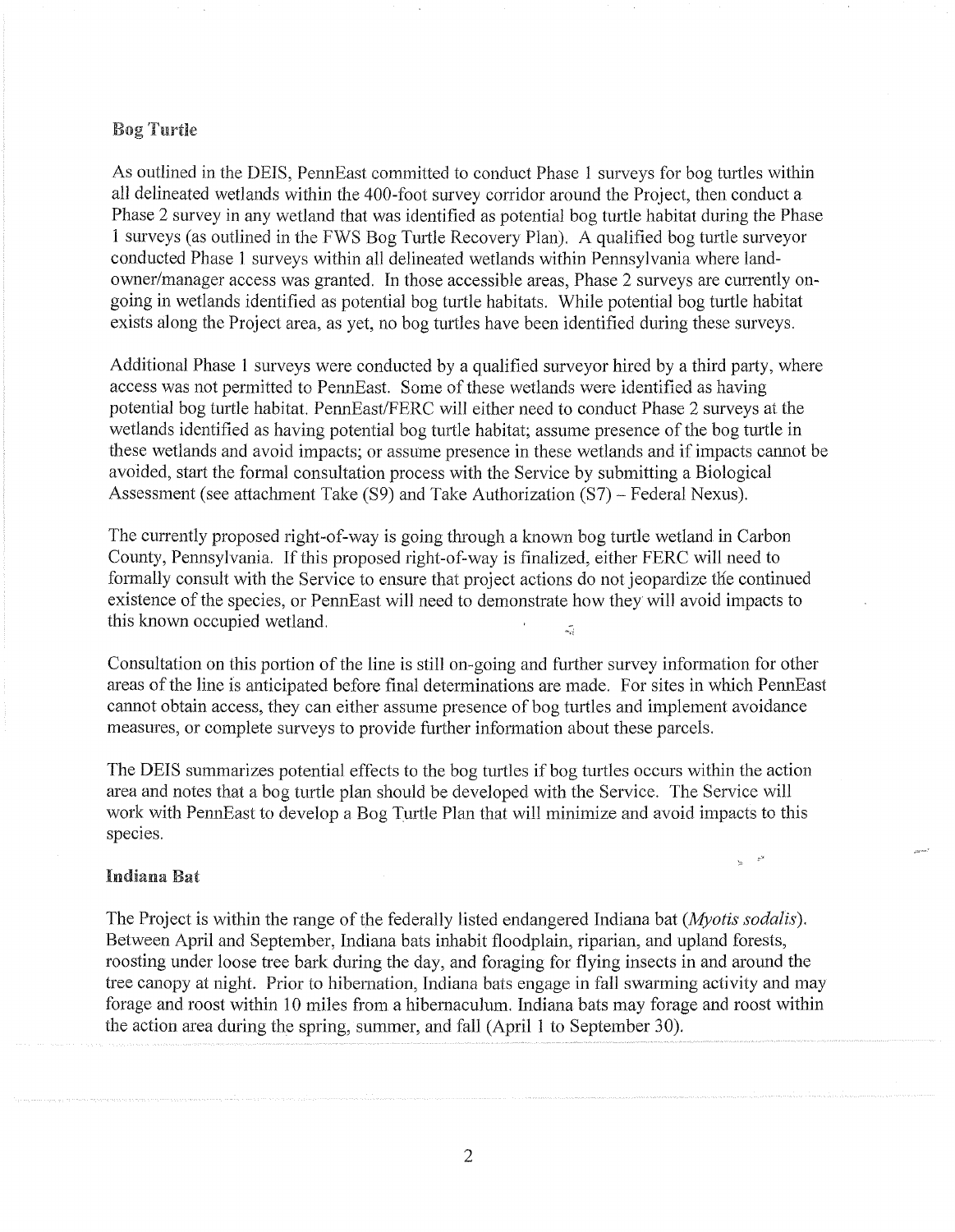## Bog Turtle

As outlined in the DEIS, PennEast committed to conduct Phase 1 surveys for bog turtles within all delineated wetlands within the 400-foot survey corridor around the Project, then conduct a Phase 2 survey in any wetland that was identified as potential bog turtle habitat during the Phase 1 surveys (as outlined in the FWS Bog Turtle Recovery Plan). A qualified bog turtle surveyor conducted Phase 1 surveys within all delineated wetlands within Pennsylvania where land-owner/manager access was granted. In those accessible areas, Phase 2 surveys are currently on-going in wetlands identified as potential bog turtle habitats. While potential bog turtle habitat exists along the Project area, as yet, no bog turtles have been identified during these surveys.

Additional Phase 1 surveys were conducted by a qualified surveyor hired by a third party, where access was not permitted to PennEast. Some of these wetlands were identified as having potential bog turtle habitat. PennEast/FERC will either need to conduct Phase 2 surveys at the wetlands identified as having potential bog turtle habitat; assume presence of the bog turtle in these wetlands and avoid impacts; or assume presence in these wetlands and if impacts cannot be avoided, start the formal consultation process with the Service by submitting a Biological Assessment (see attachment Take (S9) and Take Authorization (S7) – Federal Nexus).

The currently proposed right-of-way is going through a known bog turtle wetland in Carbon County, Pennsylvania. If this proposed right-of-way is finalized, either FERC will need to formally consult with the Service to ensure that project actions do not jeopardize the continued existence of the species, or PennEast will need to demonstrate how they will avoid impacts to this known occupied wetland.

Consultation on this portion of the line is still on-going and further survey information for other areas of the line is anticipated before final determinations are made. For sites in which PennEast cannot obtain access, they can either assume presence of bog turtles and implement avoidance measures, or complete surveys to provide further information about these parcels.

The DEIS summarizes potential effects to the bog turtles if bog turtles occurs within the action area and notes that a bog turtle plan should be developed with the Service. The Service will work with PennEast to develop a Bog Turtle Plan that will minimize and avoid impacts to this species.

## Indiana Bat

The Project is within the range of the federally listed endangered Indiana bat (*Myotis sodalis*). Between April and September, Indiana bats inhabit floodplain, riparian, and upland forests, roosting under loose tree bark during the day, and foraging for flying insects in and around the tree canopy at night. Prior to hibernation, Indiana bats engage in fall swarming activity and may forage and roost within 10 miles from a hibernaculum. Indiana bats may forage and roost within the action area during the spring, summer, and fall (April 1 to September 30).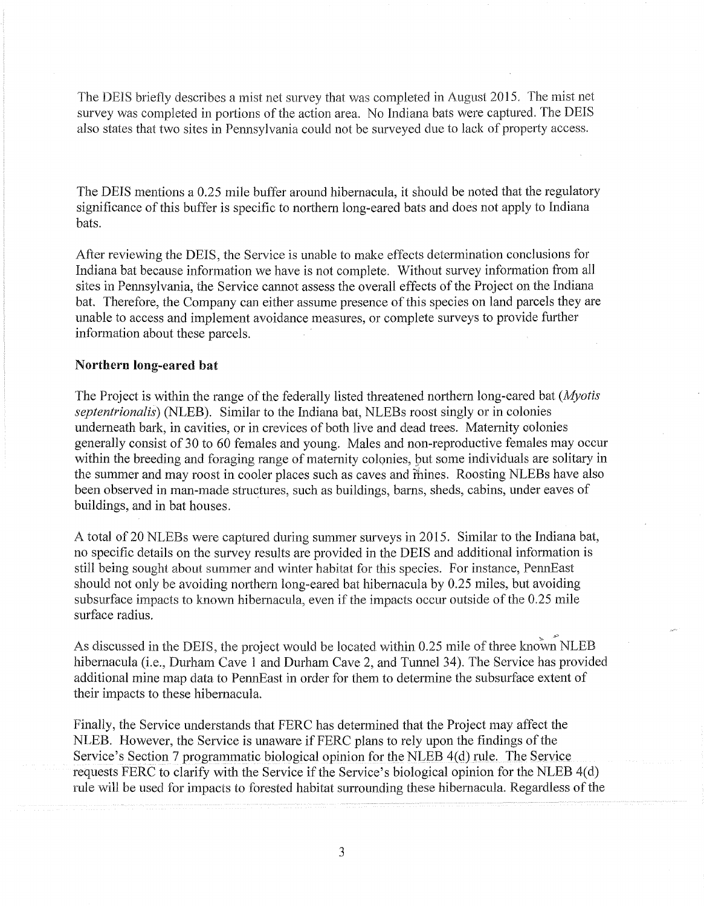The DEIS briefly describes a mist net survey that was completed in August 2015. The mist net survey was completed in portions of the action area. No Indiana bats were captured. The DEIS also states that two sites in Pennsylvania could not be surveyed due to lack of property access.

The DEIS mentions a 0.25 mile buffer around hibernacula, it should be noted that the regulatory significance of this buffer is specific to northern long-eared bats and does not apply to Indiana bats.

After reviewing the DEIS, the Service is unable to make effects determination conclusions for Indiana bat because information we have is not complete. Without survey information from all sites in Pennsylvania, the Service cannot assess the overall effects of the Project on the Indiana bat. Therefore, the Company can either assume presence of this species on land parcels they are unable to access and implement avoidance measures, or complete surveys to provide further information about these parcels.

**Northern long-eared bat**

The Project is within the range of the federally listed threatened northern long-eared bat (*Myotis septentrionalis*) (NLEB). Similar to the Indiana bat, NLEBs roost singly or in colonies underneath bark, in cavities, or in crevices of both live and dead trees. Maternity colonies generally consist of 30 to 60 females and young. Males and non-reproductive females may occur within the breeding and foraging range of maternity colonies, but some individuals are solitary in the summer and may roost in cooler places such as caves and mines. Roosting NLEBs have also been observed in man-made structures, such as buildings, barns, sheds, cabins, under eaves of buildings, and in bat houses.

A total of 20 NLEBs were captured during summer surveys in 2015. Similar to the Indiana bat, no specific details on the survey results are provided in the DEIS and additional information is still being sought about summer and winter habitat for this species. For instance, PennEast should not only be avoiding northern long-eared bat hibernacula by 0.25 miles, but avoiding subsurface impacts to known hibernacula, even if the impacts occur outside of the 0.25 mile surface radius.

As discussed in the DEIS, the project would be located within 0.25 mile of three known NLEB hibernacula (i.e., Durham Cave 1 and Durham Cave 2, and Tunnel 34). The Service has provided additional mine map data to PennEast in order for them to determine the subsurface extent of their impacts to these hibernacula.

Finally, the Service understands that FERC has determined that the Project may affect the NLEB. However, the Service is unaware if FERC plans to rely upon the findings of the Service's Section 7 programmatic biological opinion for the NLEB 4(d) rule. The Service requests FERC to clarify with the Service if the Service's biological opinion for the NLEB 4(d) rule will be used for impacts to forested habitat surrounding these hibernacula. Regardless of the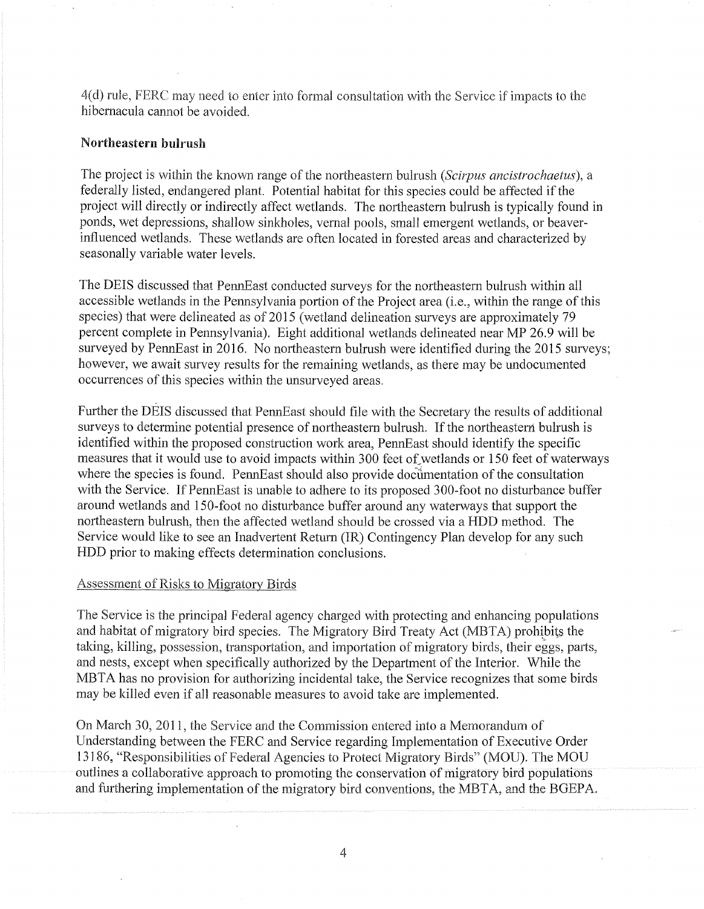4(d) rule, FERC may need to enter into formal consultation with the Service if impacts to the hibernacula cannot be avoided.

**Northeastern bulrush**

The project is within the known range of the northeastern bulrush (*Scirpus ancistrochaetus*), a federally listed, endangered plant. Potential habitat for this species could be affected if the project will directly or indirectly affect wetlands. The northeastern bulrush is typically found in ponds, wet depressions, shallow sinkholes, vernal pools, small emergent wetlands, or beaver-influenced wetlands. These wetlands are often located in forested areas and characterized by seasonally variable water levels.

The DEIS discussed that PennEast conducted surveys for the northeastern bulrush within all accessible wetlands in the Pennsylvania portion of the Project area (i.e., within the range of this species) that were delineated as of 2015 (wetland delineation surveys are approximately 79 percent complete in Pennsylvania). Eight additional wetlands delineated near MP 26.9 will be surveyed by PennEast in 2016. No northeastern bulrush were identified during the 2015 surveys; however, we await survey results for the remaining wetlands, as there may be undocumented occurrences of this species within the unsurveyed areas.

Further the DEIS discussed that PennEast should file with the Secretary the results of additional surveys to determine potential presence of northeastern bulrush. If the northeastern bulrush is identified within the proposed construction work area, PennEast should identify the specific measures that it would use to avoid impacts within 300 feet of wetlands or 150 feet of waterways where the species is found. PennEast should also provide documentation of the consultation with the Service. If PennEast is unable to adhere to its proposed 300-foot no disturbance buffer around wetlands and 150-foot no disturbance buffer around any waterways that support the northeastern bulrush, then the affected wetland should be crossed via a HDD method. The Service would like to see an Inadvertent Return (IR) Contingency Plan develop for any such HDD prior to making effects determination conclusions.

Assessment of Risks to Migratory Birds

The Service is the principal Federal agency charged with protecting and enhancing populations and habitat of migratory bird species. The Migratory Bird Treaty Act (MBTA) prohibits the taking, killing, possession, transportation, and importation of migratory birds, their eggs, parts, and nests, except when specifically authorized by the Department of the Interior. While the MBTA has no provision for authorizing incidental take, the Service recognizes that some birds may be killed even if all reasonable measures to avoid take are implemented.

On March 30, 2011, the Service and the Commission entered into a Memorandum of Understanding between the FERC and Service regarding Implementation of Executive Order 13186, "Responsibilities of Federal Agencies to Protect Migratory Birds" (MOU). The MOU outlines a collaborative approach to promoting the conservation of migratory bird populations and furthering implementation of the migratory bird conventions, the MBTA, and the BGEPA.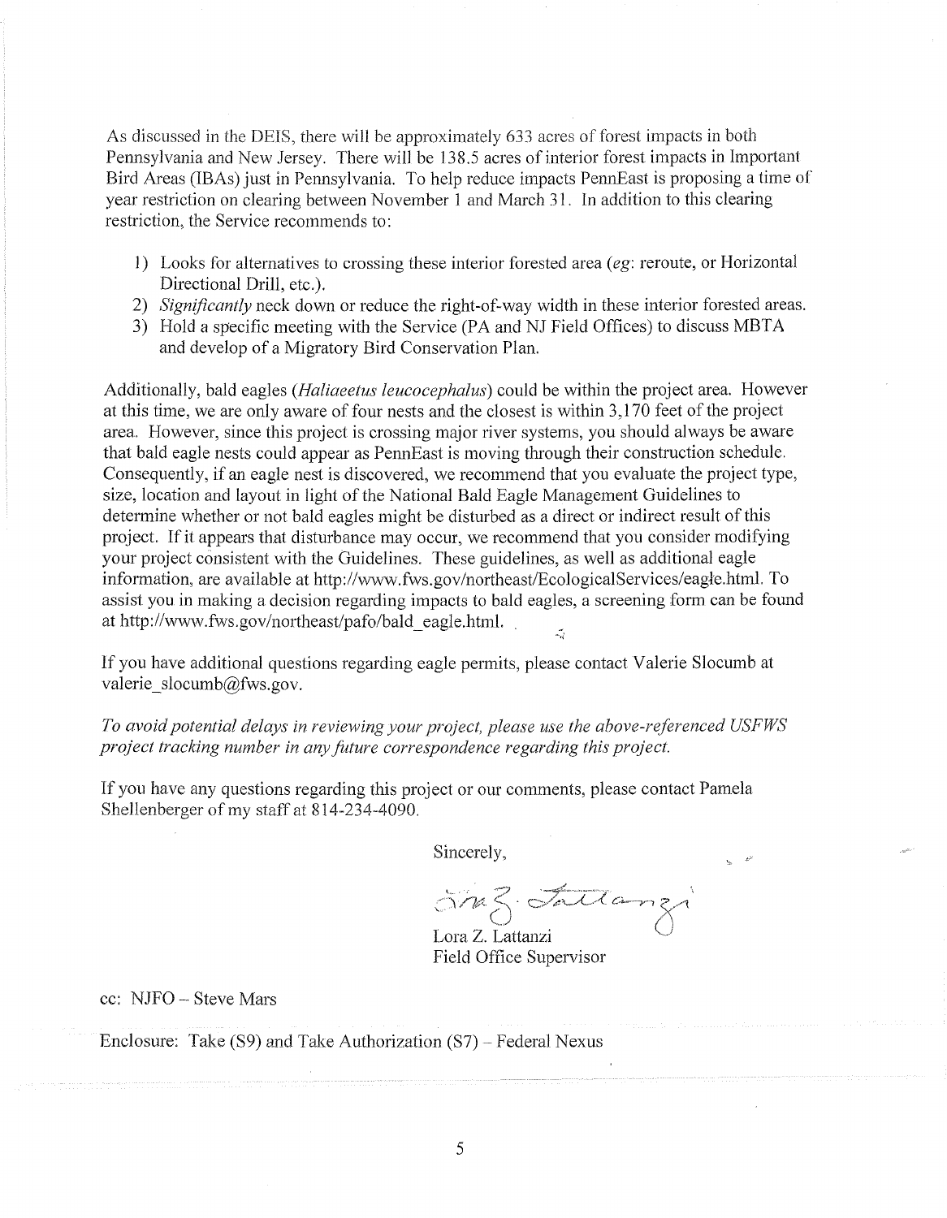As discussed in the DEIS, there will be approximately 633 acres of forest impacts in both Pennsylvania and New Jersey. There will be 138.5 acres of interior forest impacts in Important Bird Areas (IBAs) just in Pennsylvania. To help reduce impacts PennEast is proposing a time of year restriction on clearing between November 1 and March 31. In addition to this clearing restriction, the Service recommends to:

1) Looks for alternatives to crossing these interior forested area (*eg*: reroute, or Horizontal Directional Drill, etc.).
2) *Significantly* neck down or reduce the right-of-way width in these interior forested areas.
3) Hold a specific meeting with the Service (PA and NJ Field Offices) to discuss MBTA and develop of a Migratory Bird Conservation Plan.

Additionally, bald eagles (*Haliaeetus leucocephalus*) could be within the project area. However at this time, we are only aware of four nests and the closest is within 3,170 feet of the project area. However, since this project is crossing major river systems, you should always be aware that bald eagle nests could appear as PennEast is moving through their construction schedule. Consequently, if an eagle nest is discovered, we recommend that you evaluate the project type, size, location and layout in light of the National Bald Eagle Management Guidelines to determine whether or not bald eagles might be disturbed as a direct or indirect result of this project. If it appears that disturbance may occur, we recommend that you consider modifying your project consistent with the Guidelines. These guidelines, as well as additional eagle information, are available at http://www.fws.gov/northeast/EcologicalServices/eagle.html. To assist you in making a decision regarding impacts to bald eagles, a screening form can be found at http://www.fws.gov/northeast/pafo/bald_eagle.html.

If you have additional questions regarding eagle permits, please contact Valerie Slocumb at valerie_slocumb@fws.gov.

*To avoid potential delays in reviewing your project, please use the above-referenced USFWS project tracking number in any future correspondence regarding this project.*

If you have any questions regarding this project or our comments, please contact Pamela Shellenberger of my staff at 814-234-4090.

Sincerely,

Lora Z. Lattanzi
Field Office Supervisor

cc: NJFO – Steve Mars

Enclosure: Take (S9) and Take Authorization (S7) – Federal Nexus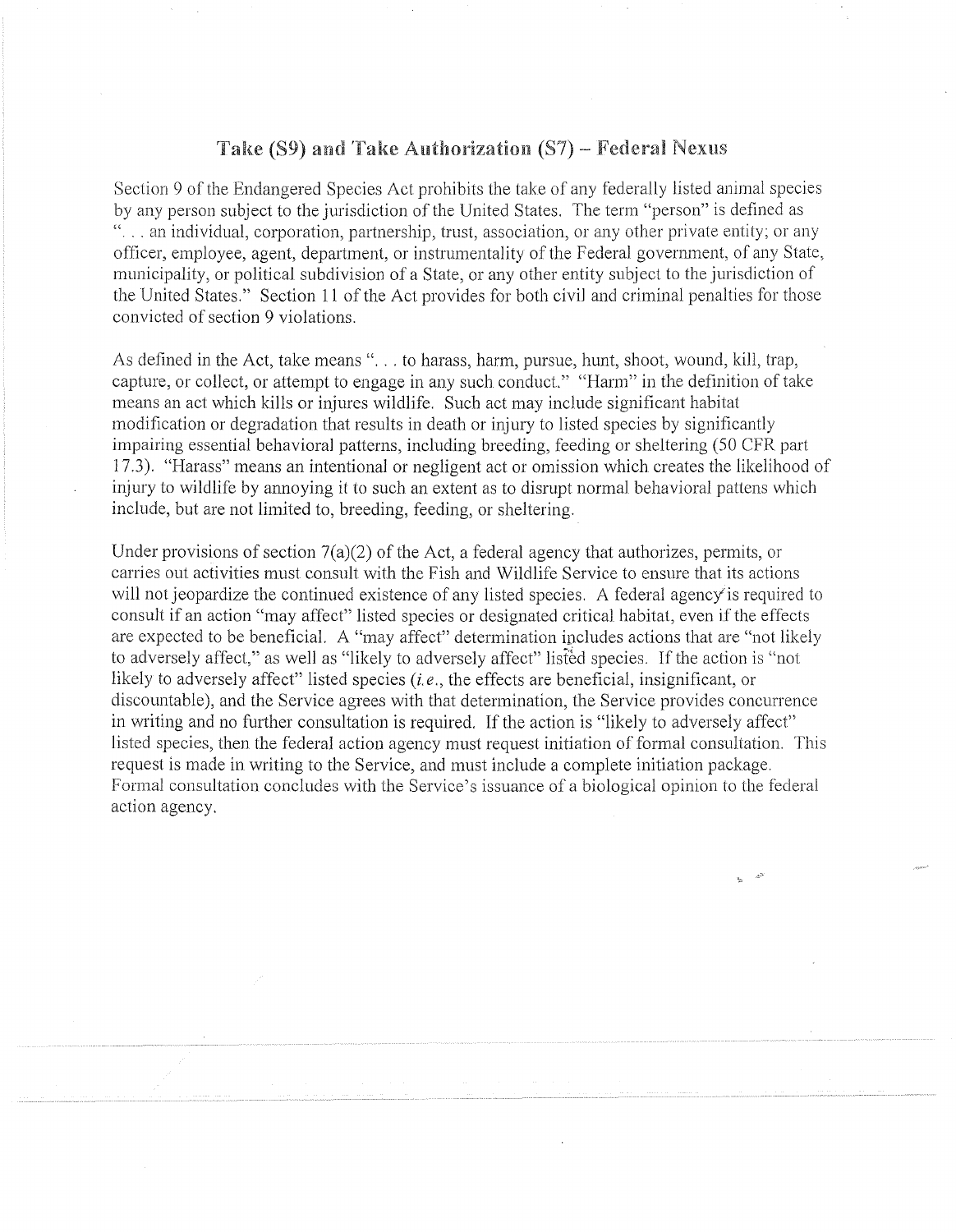## Take (S9) and Take Authorization (S7) – Federal Nexus

Section 9 of the Endangered Species Act prohibits the take of any federally listed animal species by any person subject to the jurisdiction of the United States. The term "person" is defined as ". . . an individual, corporation, partnership, trust, association, or any other private entity; or any officer, employee, agent, department, or instrumentality of the Federal government, of any State, municipality, or political subdivision of a State, or any other entity subject to the jurisdiction of the United States." Section 11 of the Act provides for both civil and criminal penalties for those convicted of section 9 violations.

As defined in the Act, take means ". . . to harass, harm, pursue, hunt, shoot, wound, kill, trap, capture, or collect, or attempt to engage in any such conduct." "Harm" in the definition of take means an act which kills or injures wildlife. Such act may include significant habitat modification or degradation that results in death or injury to listed species by significantly impairing essential behavioral patterns, including breeding, feeding or sheltering (50 CFR part 17.3). "Harass" means an intentional or negligent act or omission which creates the likelihood of injury to wildlife by annoying it to such an extent as to disrupt normal behavioral pattens which include, but are not limited to, breeding, feeding, or sheltering.

Under provisions of section 7(a)(2) of the Act, a federal agency that authorizes, permits, or carries out activities must consult with the Fish and Wildlife Service to ensure that its actions will not jeopardize the continued existence of any listed species. A federal agency is required to consult if an action "may affect" listed species or designated critical habitat, even if the effects are expected to be beneficial. A "may affect" determination includes actions that are "not likely to adversely affect," as well as "likely to adversely affect" listed species. If the action is "not likely to adversely affect" listed species (*i.e.*, the effects are beneficial, insignificant, or discountable), and the Service agrees with that determination, the Service provides concurrence in writing and no further consultation is required. If the action is "likely to adversely affect" listed species, then the federal action agency must request initiation of formal consultation. This request is made in writing to the Service, and must include a complete initiation package. Formal consultation concludes with the Service's issuance of a biological opinion to the federal action agency.